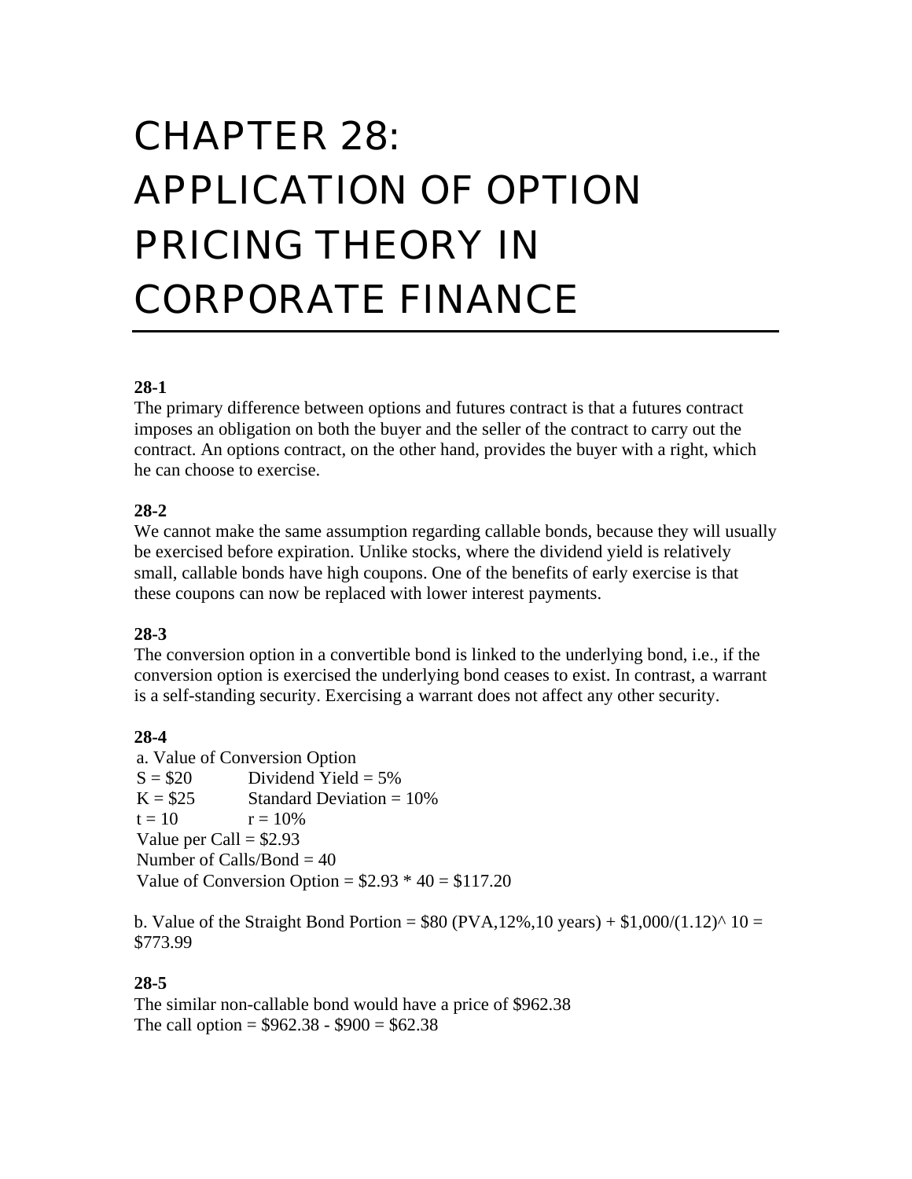# CHAPTER 28: APPLICATION OF OPTION PRICING THEORY IN CORPORATE FINANCE

**28-1**

The primary difference between options and futures contract is that a futures contract imposes an obligation on both the buyer and the seller of the contract to carry out the contract. An options contract, on the other hand, provides the buyer with a right, which he can choose to exercise.

**28-2**

We cannot make the same assumption regarding callable bonds, because they will usually be exercised before expiration. Unlike stocks, where the dividend yield is relatively small, callable bonds have high coupons. One of the benefits of early exercise is that these coupons can now be replaced with lower interest payments.

**28-3**

The conversion option in a convertible bond is linked to the underlying bond, i.e., if the conversion option is exercised the underlying bond ceases to exist. In contrast, a warrant is a self-standing security. Exercising a warrant does not affect any other security.

**28-4**

a. Value of Conversion Option

S = \$20    Dividend Yield = 5%

K = \$25    Standard Deviation = 10%

t = 10    r = 10%

Value per Call = \$2.93

Number of Calls/Bond = 40

Value of Conversion Option = \$2.93 * 40 = \$117.20

b. Value of the Straight Bond Portion = \$80 (PVA,12%,10 years) + \$1,000/(1.12)^ 10 = \$773.99

**28-5**

The similar non-callable bond would have a price of \$962.38

The call option = \$962.38 - \$900 = \$62.38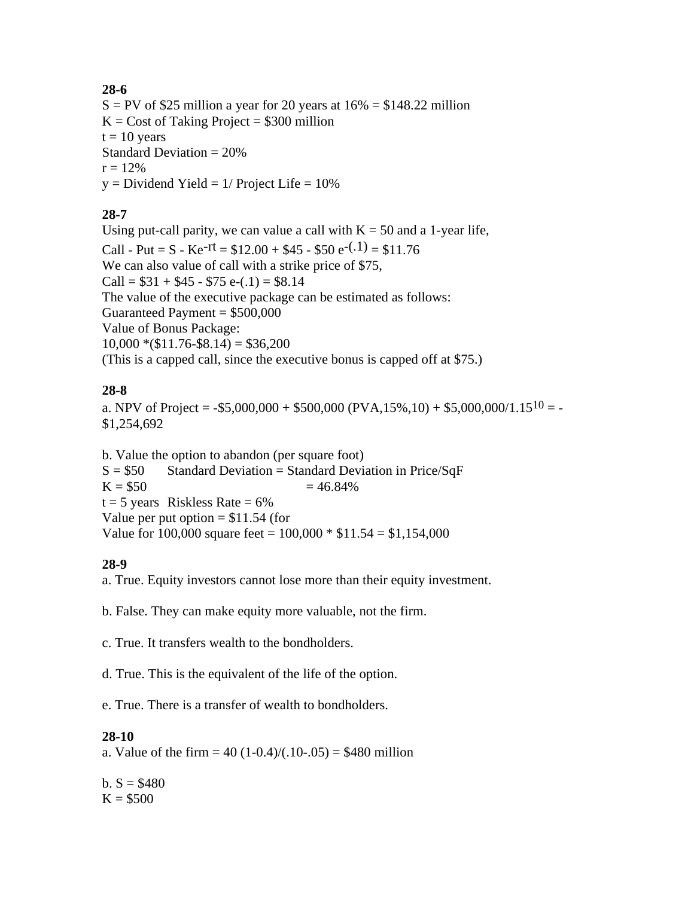**28-6**

S = PV of \$25 million a year for 20 years at 16% = \$148.22 million
K = Cost of Taking Project = \$300 million
t = 10 years
Standard Deviation = 20%
r = 12%
y = Dividend Yield = 1/ Project Life = 10%

**28-7**

Using put-call parity, we can value a call with K = 50 and a 1-year life,
Call - Put = S - $Ke^{-rt}$ = \$12.00 + \$45 - \$50 $e^{-(.1)}$ = \$11.76
We can also value of call with a strike price of \$75,
Call = \$31 + \$45 - \$75 e-(.1) = \$8.14
The value of the executive package can be estimated as follows:
Guaranteed Payment = \$500,000
Value of Bonus Package:
10,000 *(\$11.76-\$8.14) = \$36,200
(This is a capped call, since the executive bonus is capped off at \$75.)

**28-8**

a. NPV of Project = -\$5,000,000 + \$500,000 (PVA,15%,10) + \$5,000,000/$1.15^{10}$ = -\$1,254,692

b. Value the option to abandon (per square foot)
S = \$50 Standard Deviation = Standard Deviation in Price/SqF
K = \$50 = 46.84%
t = 5 years Riskless Rate = 6%
Value per put option = \$11.54 (for
Value for 100,000 square feet = 100,000 * \$11.54 = \$1,154,000

**28-9**

a. True. Equity investors cannot lose more than their equity investment.

b. False. They can make equity more valuable, not the firm.

c. True. It transfers wealth to the bondholders.

d. True. This is the equivalent of the life of the option.

e. True. There is a transfer of wealth to bondholders.

**28-10**

a. Value of the firm = 40 (1-0.4)/(.10-.05) = \$480 million

b. S = \$480
K = \$500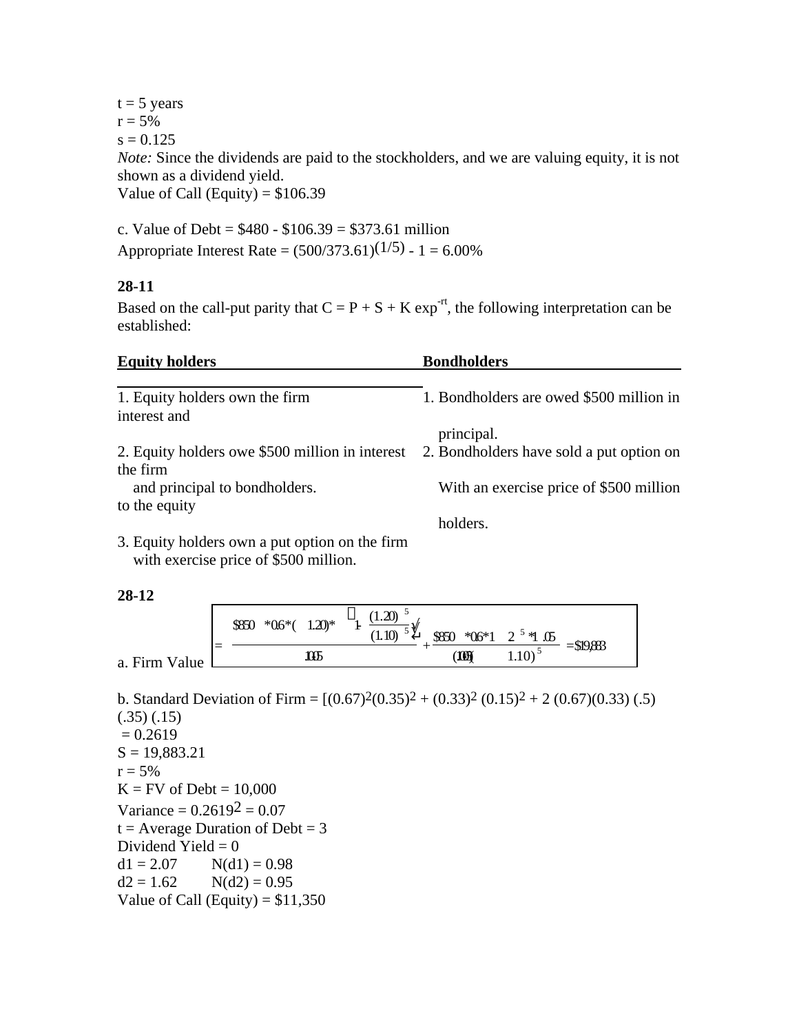t = 5 years
r = 5%
s = 0.125
*Note:* Since the dividends are paid to the stockholders, and we are valuing equity, it is not shown as a dividend yield.
Value of Call (Equity) = $106.39

c. Value of Debt = $480 - $106.39 = $373.61 million
Appropriate Interest Rate = $(500/373.61)^{(1/5)}$ - 1 = 6.00%

**28-11**

Based on the call-put parity that $C = P + S + K \exp^{-rt}$, the following interpretation can be established:

| **Equity holders** | **Bondholders** |
|---|---|
| 1. Equity holders own the firm | 1. Bondholders are owed $500 million in interest and principal. |
| 2. Equity holders owe $500 million in interest and principal to bondholders. | 2. Bondholders have sold a put option on the firm With an exercise price of $500 million to the equity holders. |
| 3. Equity holders own a put option on the firm with exercise price of $500 million. | |

**28-12**

a. Firm Value $= \dfrac{\$850 * 0.6 * (1.20) * \left(1 - \dfrac{(1.20)^5}{(1.10)^5}\right)}{.10 - .05} + \dfrac{\$850 * 0.6 * 1.2^5 * 1.05}{(.10 - .05)(1.10)^5} = \$19,883$

b. Standard Deviation of Firm = $[(0.67)^2(0.35)^2 + (0.33)^2 (0.15)^2 + 2 (0.67)(0.33) (.5) (.35) (.15)$
= 0.2619
S = 19,883.21
r = 5%
K = FV of Debt = 10,000
Variance = $0.2619^2$ = 0.07
t = Average Duration of Debt = 3
Dividend Yield = 0
d1 = 2.07 N(d1) = 0.98
d2 = 1.62 N(d2) = 0.95
Value of Call (Equity) = $11,350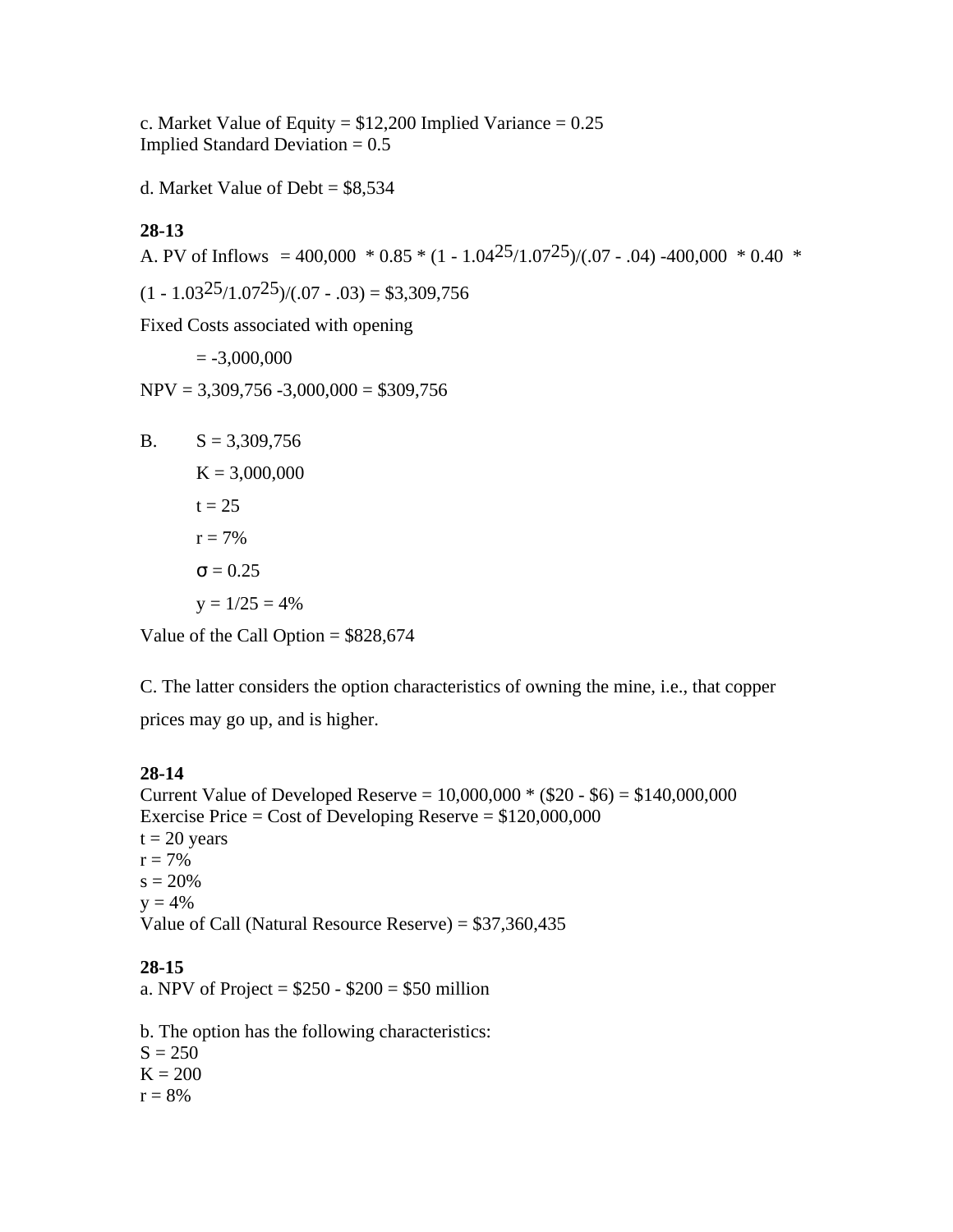c. Market Value of Equity = $12,200 Implied Variance = 0.25
Implied Standard Deviation = 0.5

d. Market Value of Debt = $8,534

**28-13**

A. PV of Inflows = 400,000 * 0.85 * $(1 - 1.04^{25}/1.07^{25})/(.07 - .04)$ -400,000 * 0.40 * $(1 - 1.03^{25}/1.07^{25})/(.07 - .03)$ = $3,309,756

Fixed Costs associated with opening

= -3,000,000

NPV = 3,309,756 -3,000,000 = $309,756

B. S = 3,309,756

K = 3,000,000

t = 25

r = 7%

$\sigma$ = 0.25

y = 1/25 = 4%

Value of the Call Option = $828,674

C. The latter considers the option characteristics of owning the mine, i.e., that copper prices may go up, and is higher.

**28-14**

Current Value of Developed Reserve = 10,000,000 * ($20 - $6) = $140,000,000
Exercise Price = Cost of Developing Reserve = $120,000,000
t = 20 years
r = 7%
s = 20%
y = 4%
Value of Call (Natural Resource Reserve) = $37,360,435

**28-15**

a. NPV of Project = $250 - $200 = $50 million

b. The option has the following characteristics:
S = 250
K = 200
r = 8%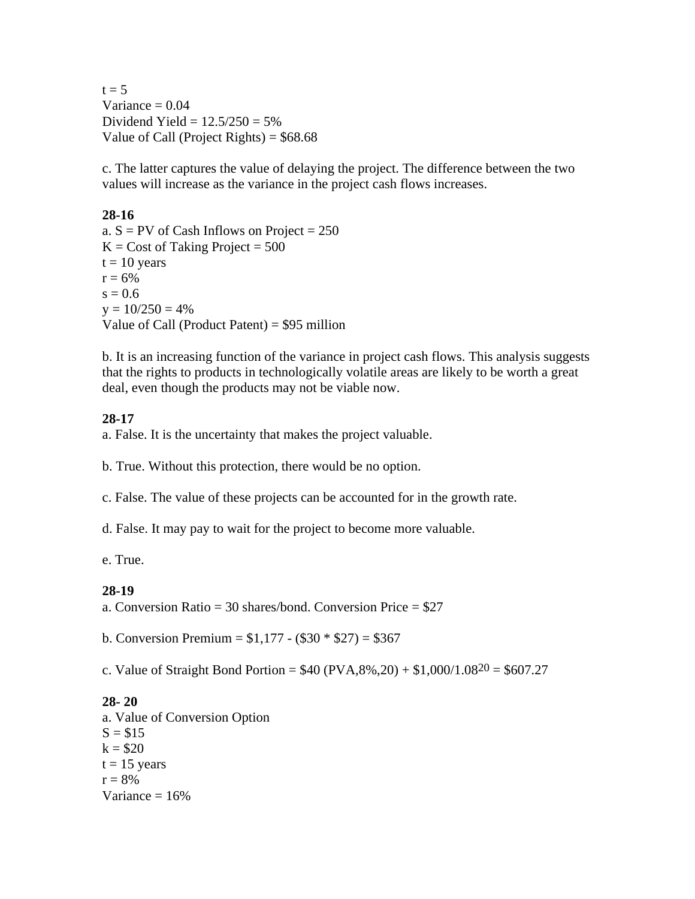t = 5
Variance = 0.04
Dividend Yield = 12.5/250 = 5%
Value of Call (Project Rights) = $68.68

c. The latter captures the value of delaying the project. The difference between the two values will increase as the variance in the project cash flows increases.

**28-16**
a. S = PV of Cash Inflows on Project = 250
K = Cost of Taking Project = 500
t = 10 years
r = 6%
s = 0.6
y = 10/250 = 4%
Value of Call (Product Patent) = $95 million

b. It is an increasing function of the variance in project cash flows. This analysis suggests that the rights to products in technologically volatile areas are likely to be worth a great deal, even though the products may not be viable now.

**28-17**
a. False. It is the uncertainty that makes the project valuable.

b. True. Without this protection, there would be no option.

c. False. The value of these projects can be accounted for in the growth rate.

d. False. It may pay to wait for the project to become more valuable.

e. True.

**28-19**
a. Conversion Ratio = 30 shares/bond. Conversion Price = $27

b. Conversion Premium = $1,177 - ($30 * $27) = $367

c. Value of Straight Bond Portion = $40 (PVA,8%,20) + $1,000/1.08$^{20}$ = $607.27

**28- 20**
a. Value of Conversion Option
S = $15
k = $20
t = 15 years
r = 8%
Variance = 16%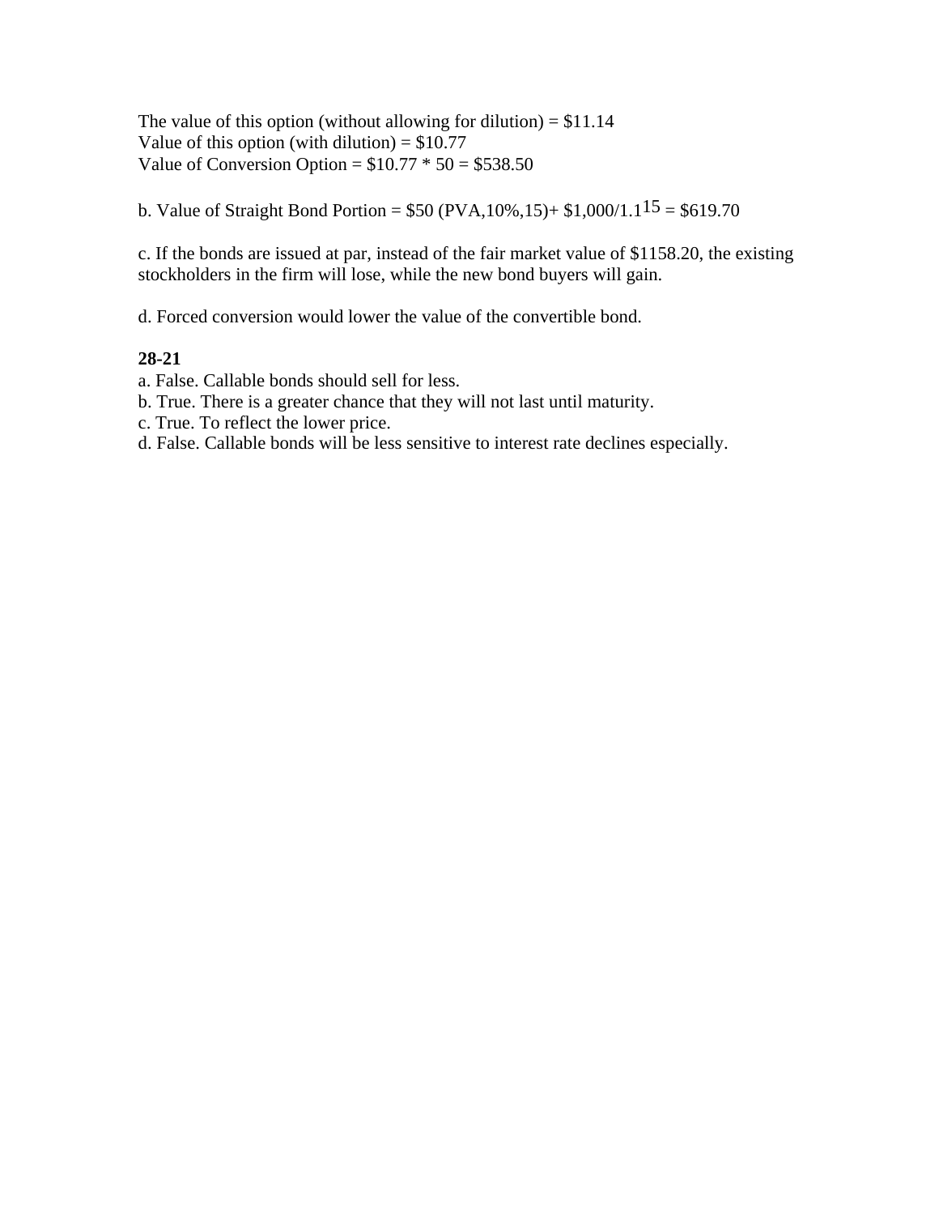The value of this option (without allowing for dilution) = $11.14
Value of this option (with dilution) = $10.77
Value of Conversion Option = $10.77 * 50 = $538.50

b. Value of Straight Bond Portion = $50 (PVA,10%,15)+ $\$1,000/1.1^{15}$ = $619.70

c. If the bonds are issued at par, instead of the fair market value of $1158.20, the existing stockholders in the firm will lose, while the new bond buyers will gain.

d. Forced conversion would lower the value of the convertible bond.

**28-21**

a. False. Callable bonds should sell for less.
b. True. There is a greater chance that they will not last until maturity.
c. True. To reflect the lower price.
d. False. Callable bonds will be less sensitive to interest rate declines especially.